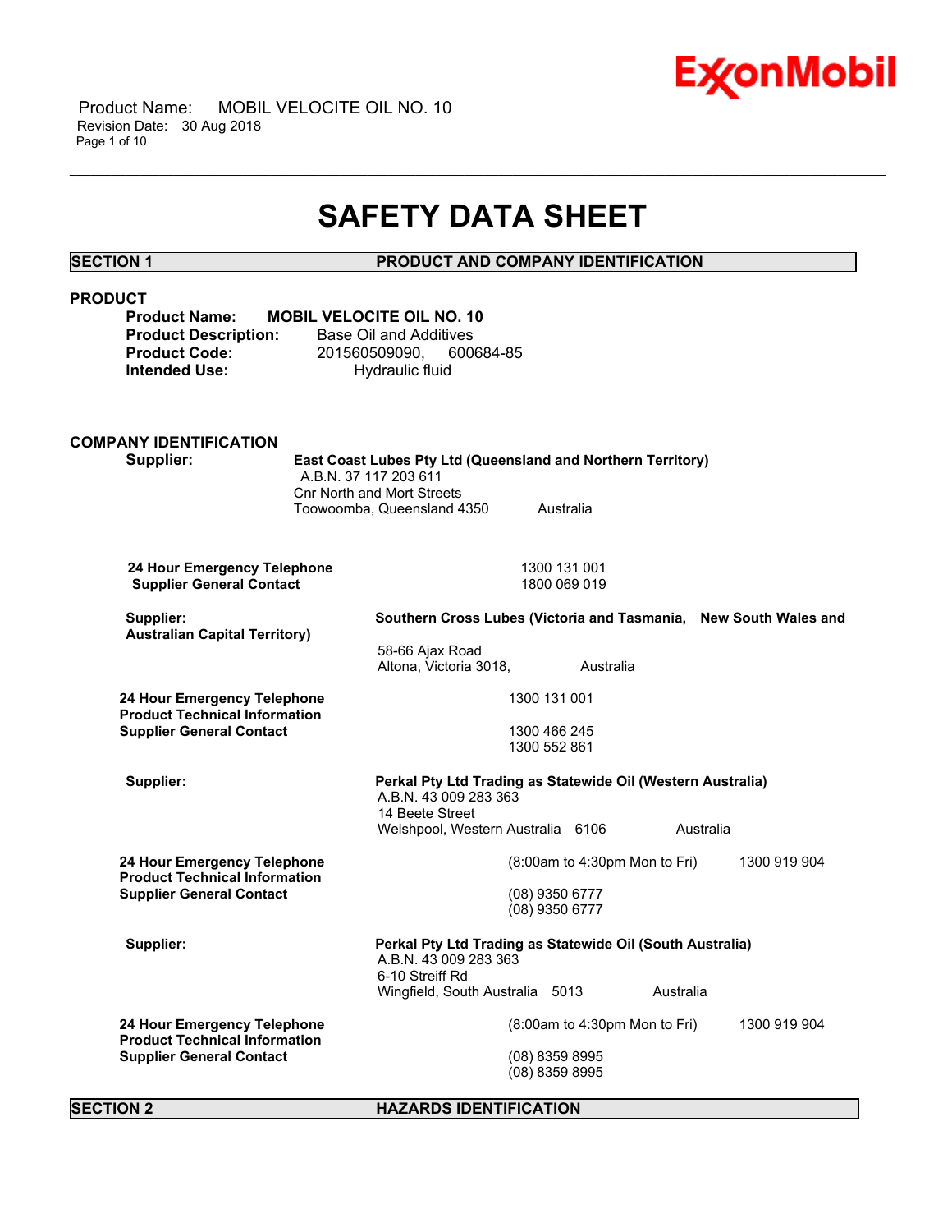# SAFETY DATA SHEET

## SECTION 1 PRODUCT AND COMPANY IDENTIFICATION

### PRODUCT

**Product Name:** **MOBIL VELOCITE OIL NO. 10**
**Product Description:** Base Oil and Additives
**Product Code:** 201560509090, 600684-85
**Intended Use:** Hydraulic fluid

### COMPANY IDENTIFICATION

**Supplier:** **East Coast Lubes Pty Ltd (Queensland and Northern Territory)**
A.B.N. 37 117 203 611
Cnr North and Mort Streets
Toowoomba, Queensland 4350 Australia

**24 Hour Emergency Telephone** 1300 131 001
**Supplier General Contact** 1800 069 019

**Supplier:** **Southern Cross Lubes (Victoria and Tasmania, New South Wales and Australian Capital Territory)**
58-66 Ajax Road
Altona, Victoria 3018, Australia

**24 Hour Emergency Telephone** 1300 131 001
**Product Technical Information** 1300 466 245
**Supplier General Contact** 1300 552 861

**Supplier:** **Perkal Pty Ltd Trading as Statewide Oil (Western Australia)**
A.B.N. 43 009 283 363
14 Beete Street
Welshpool, Western Australia 6106 Australia

**24 Hour Emergency Telephone** (8:00am to 4:30pm Mon to Fri) 1300 919 904
**Product Technical Information** (08) 9350 6777
**Supplier General Contact** (08) 9350 6777

**Supplier:** **Perkal Pty Ltd Trading as Statewide Oil (South Australia)**
A.B.N. 43 009 283 363
6-10 Streiff Rd
Wingfield, South Australia 5013 Australia

**24 Hour Emergency Telephone** (8:00am to 4:30pm Mon to Fri) 1300 919 904
**Product Technical Information** (08) 8359 8995
**Supplier General Contact** (08) 8359 8995

## SECTION 2 HAZARDS IDENTIFICATION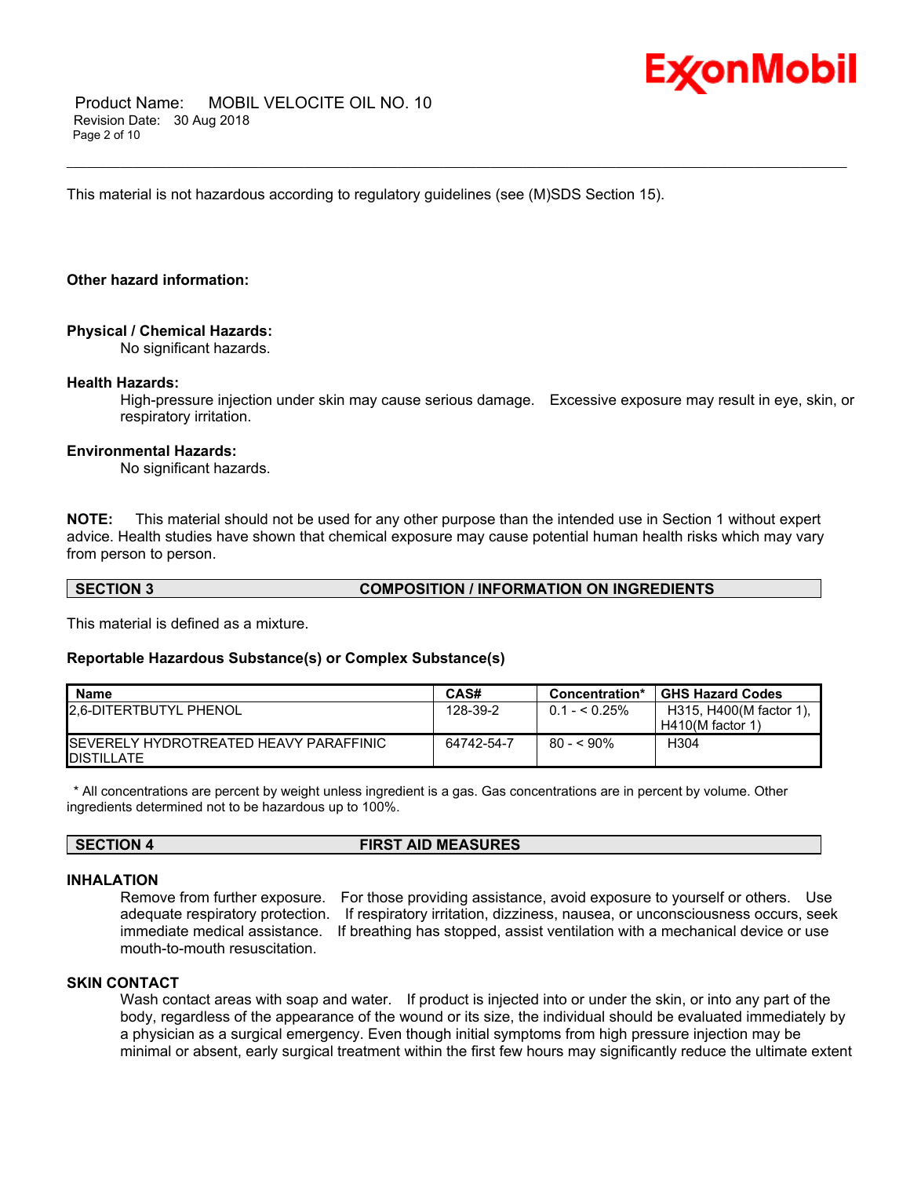This material is not hazardous according to regulatory guidelines (see (M)SDS Section 15).

**Other hazard information:**

**Physical / Chemical Hazards:**

No significant hazards.

**Health Hazards:**

High-pressure injection under skin may cause serious damage. Excessive exposure may result in eye, skin, or respiratory irritation.

**Environmental Hazards:**

No significant hazards.

**NOTE:** This material should not be used for any other purpose than the intended use in Section 1 without expert advice. Health studies have shown that chemical exposure may cause potential human health risks which may vary from person to person.

## SECTION 3 COMPOSITION / INFORMATION ON INGREDIENTS

This material is defined as a mixture.

**Reportable Hazardous Substance(s) or Complex Substance(s)**

| Name | CAS# | Concentration* | GHS Hazard Codes |
|---|---|---|---|
| 2,6-DITERTBUTYL PHENOL | 128-39-2 | 0.1 - < 0.25% | H315, H400(M factor 1), H410(M factor 1) |
| SEVERELY HYDROTREATED HEAVY PARAFFINIC DISTILLATE | 64742-54-7 | 80 - < 90% | H304 |

* All concentrations are percent by weight unless ingredient is a gas. Gas concentrations are in percent by volume. Other ingredients determined not to be hazardous up to 100%.

## SECTION 4 FIRST AID MEASURES

### INHALATION

Remove from further exposure. For those providing assistance, avoid exposure to yourself or others. Use adequate respiratory protection. If respiratory irritation, dizziness, nausea, or unconsciousness occurs, seek immediate medical assistance. If breathing has stopped, assist ventilation with a mechanical device or use mouth-to-mouth resuscitation.

### SKIN CONTACT

Wash contact areas with soap and water. If product is injected into or under the skin, or into any part of the body, regardless of the appearance of the wound or its size, the individual should be evaluated immediately by a physician as a surgical emergency. Even though initial symptoms from high pressure injection may be minimal or absent, early surgical treatment within the first few hours may significantly reduce the ultimate extent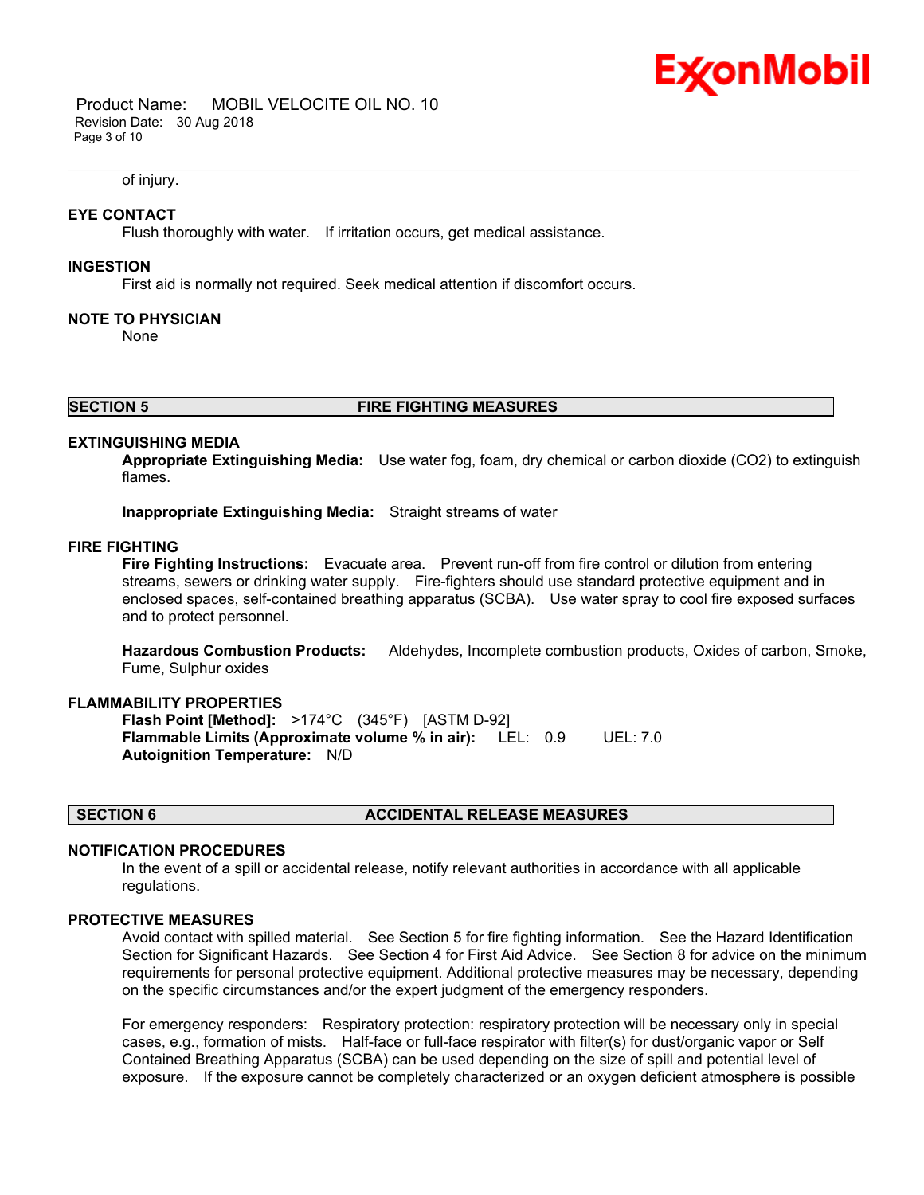of injury.

**EYE CONTACT**

Flush thoroughly with water. If irritation occurs, get medical assistance.

**INGESTION**

First aid is normally not required. Seek medical attention if discomfort occurs.

**NOTE TO PHYSICIAN**

None

## SECTION 5 FIRE FIGHTING MEASURES

**EXTINGUISHING MEDIA**

**Appropriate Extinguishing Media:** Use water fog, foam, dry chemical or carbon dioxide ($CO_2$) to extinguish flames.

**Inappropriate Extinguishing Media:** Straight streams of water

**FIRE FIGHTING**

**Fire Fighting Instructions:** Evacuate area. Prevent run-off from fire control or dilution from entering streams, sewers or drinking water supply. Fire-fighters should use standard protective equipment and in enclosed spaces, self-contained breathing apparatus (SCBA). Use water spray to cool fire exposed surfaces and to protect personnel.

**Hazardous Combustion Products:** Aldehydes, Incomplete combustion products, Oxides of carbon, Smoke, Fume, Sulphur oxides

**FLAMMABILITY PROPERTIES**

**Flash Point [Method]:** >174°C (345°F) [ASTM D-92]
**Flammable Limits (Approximate volume % in air):** LEL: 0.9 UEL: 7.0
**Autoignition Temperature:** N/D

## SECTION 6 ACCIDENTAL RELEASE MEASURES

**NOTIFICATION PROCEDURES**

In the event of a spill or accidental release, notify relevant authorities in accordance with all applicable regulations.

**PROTECTIVE MEASURES**

Avoid contact with spilled material. See Section 5 for fire fighting information. See the Hazard Identification Section for Significant Hazards. See Section 4 for First Aid Advice. See Section 8 for advice on the minimum requirements for personal protective equipment. Additional protective measures may be necessary, depending on the specific circumstances and/or the expert judgment of the emergency responders.

For emergency responders: Respiratory protection: respiratory protection will be necessary only in special cases, e.g., formation of mists. Half-face or full-face respirator with filter(s) for dust/organic vapor or Self Contained Breathing Apparatus (SCBA) can be used depending on the size of spill and potential level of exposure. If the exposure cannot be completely characterized or an oxygen deficient atmosphere is possible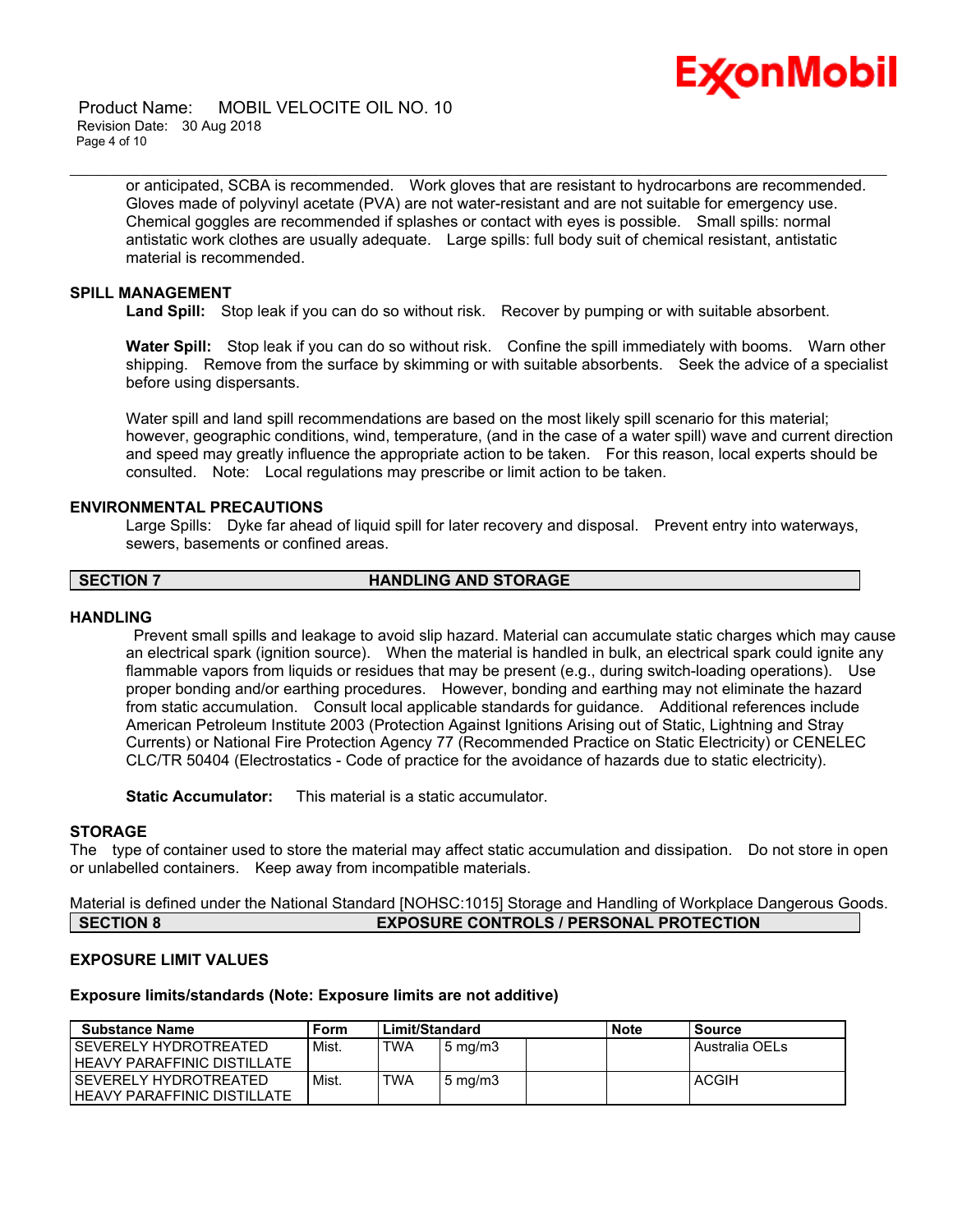or anticipated, SCBA is recommended. Work gloves that are resistant to hydrocarbons are recommended. Gloves made of polyvinyl acetate (PVA) are not water-resistant and are not suitable for emergency use. Chemical goggles are recommended if splashes or contact with eyes is possible. Small spills: normal antistatic work clothes are usually adequate. Large spills: full body suit of chemical resistant, antistatic material is recommended.

### SPILL MANAGEMENT

**Land Spill:** Stop leak if you can do so without risk. Recover by pumping or with suitable absorbent.

**Water Spill:** Stop leak if you can do so without risk. Confine the spill immediately with booms. Warn other shipping. Remove from the surface by skimming or with suitable absorbents. Seek the advice of a specialist before using dispersants.

Water spill and land spill recommendations are based on the most likely spill scenario for this material; however, geographic conditions, wind, temperature, (and in the case of a water spill) wave and current direction and speed may greatly influence the appropriate action to be taken. For this reason, local experts should be consulted. Note: Local regulations may prescribe or limit action to be taken.

### ENVIRONMENTAL PRECAUTIONS

Large Spills: Dyke far ahead of liquid spill for later recovery and disposal. Prevent entry into waterways, sewers, basements or confined areas.

## SECTION 7 HANDLING AND STORAGE

### HANDLING

Prevent small spills and leakage to avoid slip hazard. Material can accumulate static charges which may cause an electrical spark (ignition source). When the material is handled in bulk, an electrical spark could ignite any flammable vapors from liquids or residues that may be present (e.g., during switch-loading operations). Use proper bonding and/or earthing procedures. However, bonding and earthing may not eliminate the hazard from static accumulation. Consult local applicable standards for guidance. Additional references include American Petroleum Institute 2003 (Protection Against Ignitions Arising out of Static, Lightning and Stray Currents) or National Fire Protection Agency 77 (Recommended Practice on Static Electricity) or CENELEC CLC/TR 50404 (Electrostatics - Code of practice for the avoidance of hazards due to static electricity).

**Static Accumulator:** This material is a static accumulator.

### STORAGE

The type of container used to store the material may affect static accumulation and dissipation. Do not store in open or unlabelled containers. Keep away from incompatible materials.

Material is defined under the National Standard [NOHSC:1015] Storage and Handling of Workplace Dangerous Goods.

## SECTION 8 EXPOSURE CONTROLS / PERSONAL PROTECTION

### EXPOSURE LIMIT VALUES

**Exposure limits/standards (Note: Exposure limits are not additive)**

| Substance Name | Form | Limit/Standard | | | Note | Source |
|---|---|---|---|---|---|---|
| SEVERELY HYDROTREATED HEAVY PARAFFINIC DISTILLATE | Mist. | TWA | 5 mg/m3 | | | Australia OELs |
| SEVERELY HYDROTREATED HEAVY PARAFFINIC DISTILLATE | Mist. | TWA | 5 mg/m3 | | | ACGIH |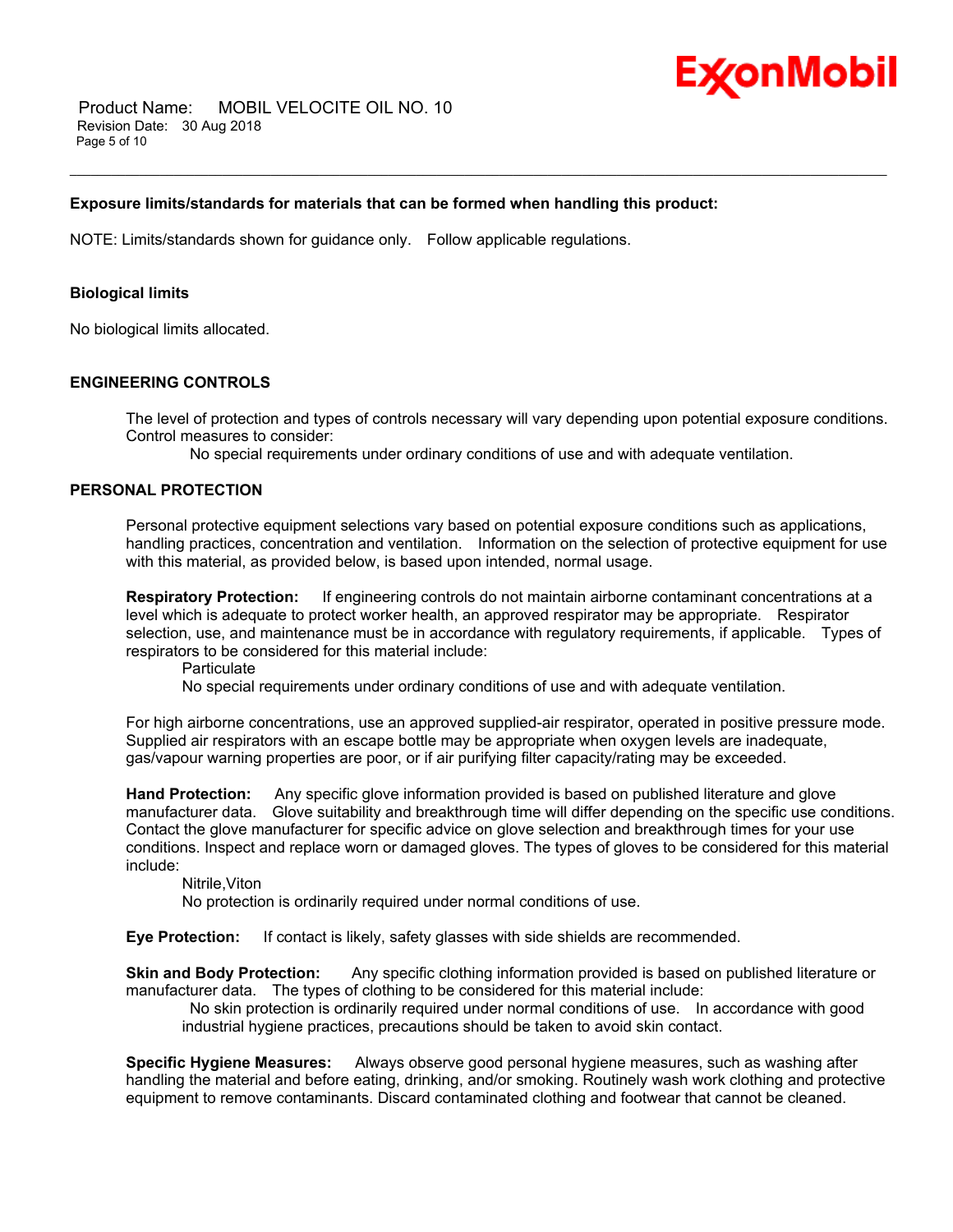**Exposure limits/standards for materials that can be formed when handling this product:**

NOTE: Limits/standards shown for guidance only. Follow applicable regulations.

**Biological limits**

No biological limits allocated.

## ENGINEERING CONTROLS

The level of protection and types of controls necessary will vary depending upon potential exposure conditions. Control measures to consider:

No special requirements under ordinary conditions of use and with adequate ventilation.

## PERSONAL PROTECTION

Personal protective equipment selections vary based on potential exposure conditions such as applications, handling practices, concentration and ventilation. Information on the selection of protective equipment for use with this material, as provided below, is based upon intended, normal usage.

**Respiratory Protection:** If engineering controls do not maintain airborne contaminant concentrations at a level which is adequate to protect worker health, an approved respirator may be appropriate. Respirator selection, use, and maintenance must be in accordance with regulatory requirements, if applicable. Types of respirators to be considered for this material include:

Particulate
No special requirements under ordinary conditions of use and with adequate ventilation.

For high airborne concentrations, use an approved supplied-air respirator, operated in positive pressure mode. Supplied air respirators with an escape bottle may be appropriate when oxygen levels are inadequate, gas/vapour warning properties are poor, or if air purifying filter capacity/rating may be exceeded.

**Hand Protection:** Any specific glove information provided is based on published literature and glove manufacturer data. Glove suitability and breakthrough time will differ depending on the specific use conditions. Contact the glove manufacturer for specific advice on glove selection and breakthrough times for your use conditions. Inspect and replace worn or damaged gloves. The types of gloves to be considered for this material include:

Nitrile,Viton
No protection is ordinarily required under normal conditions of use.

**Eye Protection:** If contact is likely, safety glasses with side shields are recommended.

**Skin and Body Protection:** Any specific clothing information provided is based on published literature or manufacturer data. The types of clothing to be considered for this material include:

No skin protection is ordinarily required under normal conditions of use. In accordance with good industrial hygiene practices, precautions should be taken to avoid skin contact.

**Specific Hygiene Measures:** Always observe good personal hygiene measures, such as washing after handling the material and before eating, drinking, and/or smoking. Routinely wash work clothing and protective equipment to remove contaminants. Discard contaminated clothing and footwear that cannot be cleaned.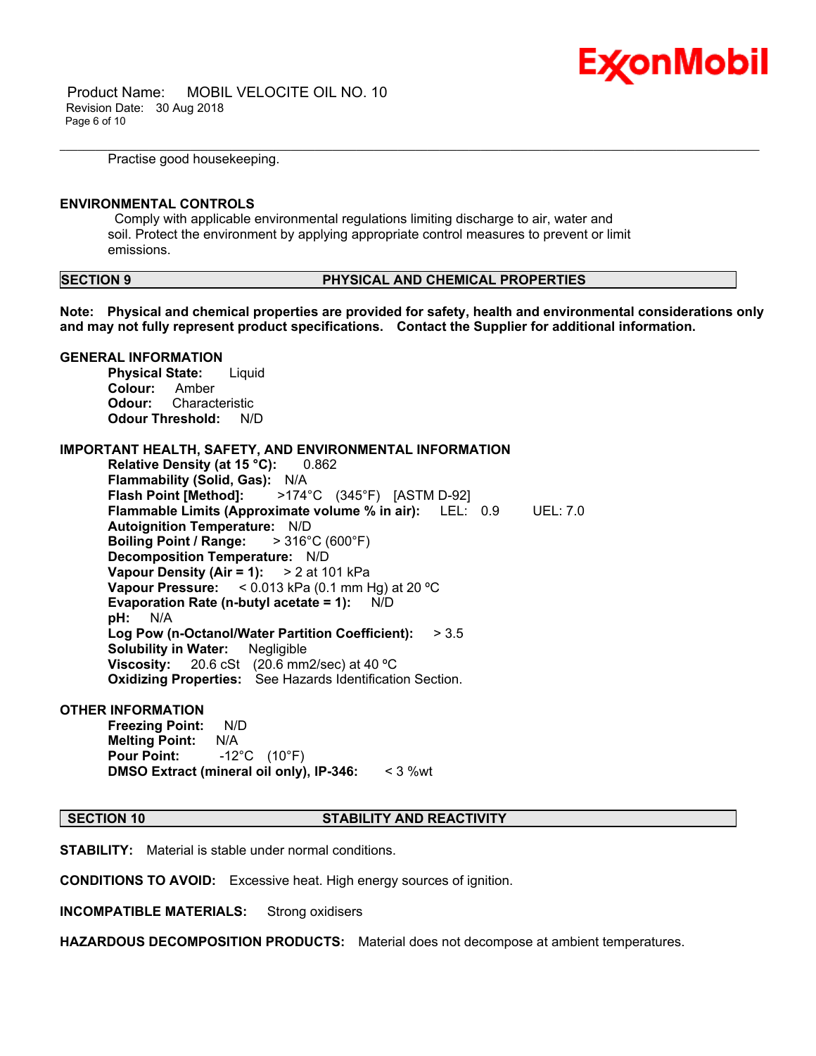Practise good housekeeping.

**ENVIRONMENTAL CONTROLS**

Comply with applicable environmental regulations limiting discharge to air, water and soil. Protect the environment by applying appropriate control measures to prevent or limit emissions.

## SECTION 9 PHYSICAL AND CHEMICAL PROPERTIES

**Note: Physical and chemical properties are provided for safety, health and environmental considerations only and may not fully represent product specifications. Contact the Supplier for additional information.**

**GENERAL INFORMATION**

**Physical State:** Liquid
**Colour:** Amber
**Odour:** Characteristic
**Odour Threshold:** N/D

**IMPORTANT HEALTH, SAFETY, AND ENVIRONMENTAL INFORMATION**

**Relative Density (at 15 °C):** 0.862
**Flammability (Solid, Gas):** N/A
**Flash Point [Method]:** >174°C (345°F) [ASTM D-92]
**Flammable Limits (Approximate volume % in air):** LEL: 0.9 UEL: 7.0
**Autoignition Temperature:** N/D
**Boiling Point / Range:** > 316°C (600°F)
**Decomposition Temperature:** N/D
**Vapour Density (Air = 1):** > 2 at 101 kPa
**Vapour Pressure:** < 0.013 kPa (0.1 mm Hg) at 20 ºC
**Evaporation Rate (n-butyl acetate = 1):** N/D
**pH:** N/A
**Log Pow (n-Octanol/Water Partition Coefficient):** > 3.5
**Solubility in Water:** Negligible
**Viscosity:** 20.6 cSt (20.6 mm2/sec) at 40 ºC
**Oxidizing Properties:** See Hazards Identification Section.

**OTHER INFORMATION**

**Freezing Point:** N/D
**Melting Point:** N/A
**Pour Point:** -12°C (10°F)
**DMSO Extract (mineral oil only), IP-346:** < 3 %wt

## SECTION 10 STABILITY AND REACTIVITY

**STABILITY:** Material is stable under normal conditions.

**CONDITIONS TO AVOID:** Excessive heat. High energy sources of ignition.

**INCOMPATIBLE MATERIALS:** Strong oxidisers

**HAZARDOUS DECOMPOSITION PRODUCTS:** Material does not decompose at ambient temperatures.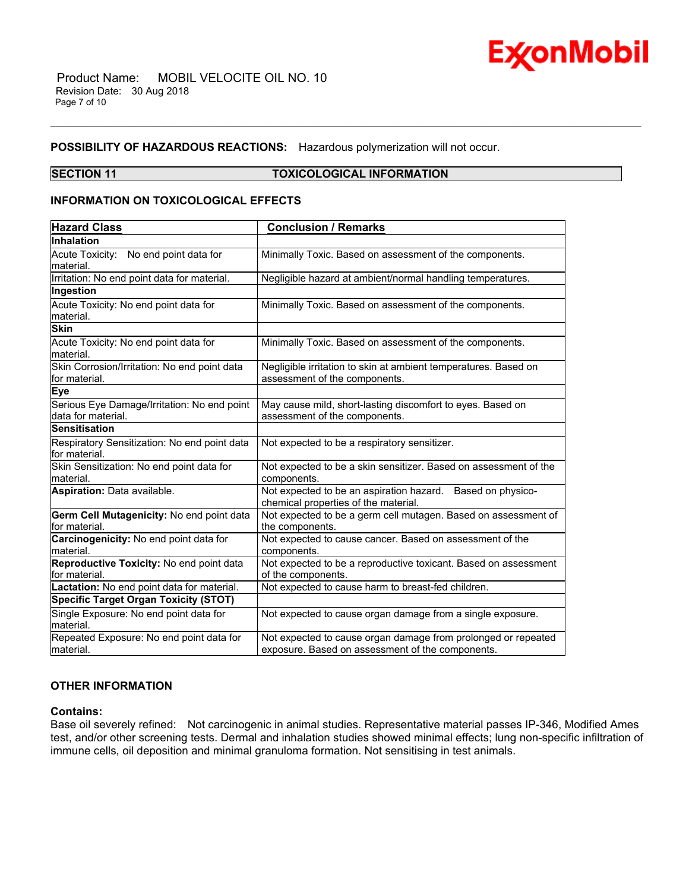**POSSIBILITY OF HAZARDOUS REACTIONS:** Hazardous polymerization will not occur.

## SECTION 11 TOXICOLOGICAL INFORMATION

### INFORMATION ON TOXICOLOGICAL EFFECTS

| Hazard Class | Conclusion / Remarks |
|---|---|
| **Inhalation** | |
| Acute Toxicity: No end point data for material. | Minimally Toxic. Based on assessment of the components. |
| Irritation: No end point data for material. | Negligible hazard at ambient/normal handling temperatures. |
| **Ingestion** | |
| Acute Toxicity: No end point data for material. | Minimally Toxic. Based on assessment of the components. |
| **Skin** | |
| Acute Toxicity: No end point data for material. | Minimally Toxic. Based on assessment of the components. |
| Skin Corrosion/Irritation: No end point data for material. | Negligible irritation to skin at ambient temperatures. Based on assessment of the components. |
| **Eye** | |
| Serious Eye Damage/Irritation: No end point data for material. | May cause mild, short-lasting discomfort to eyes. Based on assessment of the components. |
| **Sensitisation** | |
| Respiratory Sensitization: No end point data for material. | Not expected to be a respiratory sensitizer. |
| Skin Sensitization: No end point data for material. | Not expected to be a skin sensitizer. Based on assessment of the components. |
| **Aspiration:** Data available. | Not expected to be an aspiration hazard. Based on physico-chemical properties of the material. |
| **Germ Cell Mutagenicity:** No end point data for material. | Not expected to be a germ cell mutagen. Based on assessment of the components. |
| **Carcinogenicity:** No end point data for material. | Not expected to cause cancer. Based on assessment of the components. |
| **Reproductive Toxicity:** No end point data for material. | Not expected to be a reproductive toxicant. Based on assessment of the components. |
| **Lactation:** No end point data for material. | Not expected to cause harm to breast-fed children. |
| **Specific Target Organ Toxicity (STOT)** | |
| Single Exposure: No end point data for material. | Not expected to cause organ damage from a single exposure. |
| Repeated Exposure: No end point data for material. | Not expected to cause organ damage from prolonged or repeated exposure. Based on assessment of the components. |

### OTHER INFORMATION

**Contains:**

Base oil severely refined: Not carcinogenic in animal studies. Representative material passes IP-346, Modified Ames test, and/or other screening tests. Dermal and inhalation studies showed minimal effects; lung non-specific infiltration of immune cells, oil deposition and minimal granuloma formation. Not sensitising in test animals.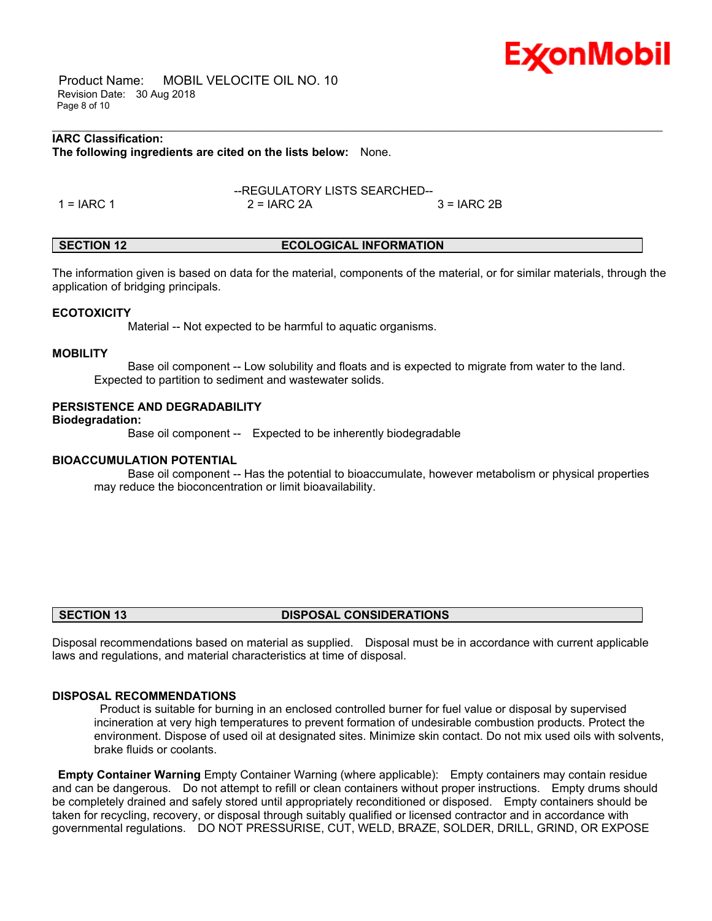**IARC Classification:**
**The following ingredients are cited on the lists below:** None.

--REGULATORY LISTS SEARCHED--

| 1 = IARC 1 | 2 = IARC 2A | 3 = IARC 2B |
|---|---|---|

## SECTION 12 ECOLOGICAL INFORMATION

The information given is based on data for the material, components of the material, or for similar materials, through the application of bridging principals.

**ECOTOXICITY**

Material -- Not expected to be harmful to aquatic organisms.

**MOBILITY**

Base oil component -- Low solubility and floats and is expected to migrate from water to the land. Expected to partition to sediment and wastewater solids.

**PERSISTENCE AND DEGRADABILITY**

**Biodegradation:**

Base oil component -- Expected to be inherently biodegradable

**BIOACCUMULATION POTENTIAL**

Base oil component -- Has the potential to bioaccumulate, however metabolism or physical properties may reduce the bioconcentration or limit bioavailability.

## SECTION 13 DISPOSAL CONSIDERATIONS

Disposal recommendations based on material as supplied. Disposal must be in accordance with current applicable laws and regulations, and material characteristics at time of disposal.

**DISPOSAL RECOMMENDATIONS**

Product is suitable for burning in an enclosed controlled burner for fuel value or disposal by supervised incineration at very high temperatures to prevent formation of undesirable combustion products. Protect the environment. Dispose of used oil at designated sites. Minimize skin contact. Do not mix used oils with solvents, brake fluids or coolants.

**Empty Container Warning** Empty Container Warning (where applicable): Empty containers may contain residue and can be dangerous. Do not attempt to refill or clean containers without proper instructions. Empty drums should be completely drained and safely stored until appropriately reconditioned or disposed. Empty containers should be taken for recycling, recovery, or disposal through suitably qualified or licensed contractor and in accordance with governmental regulations. DO NOT PRESSURISE, CUT, WELD, BRAZE, SOLDER, DRILL, GRIND, OR EXPOSE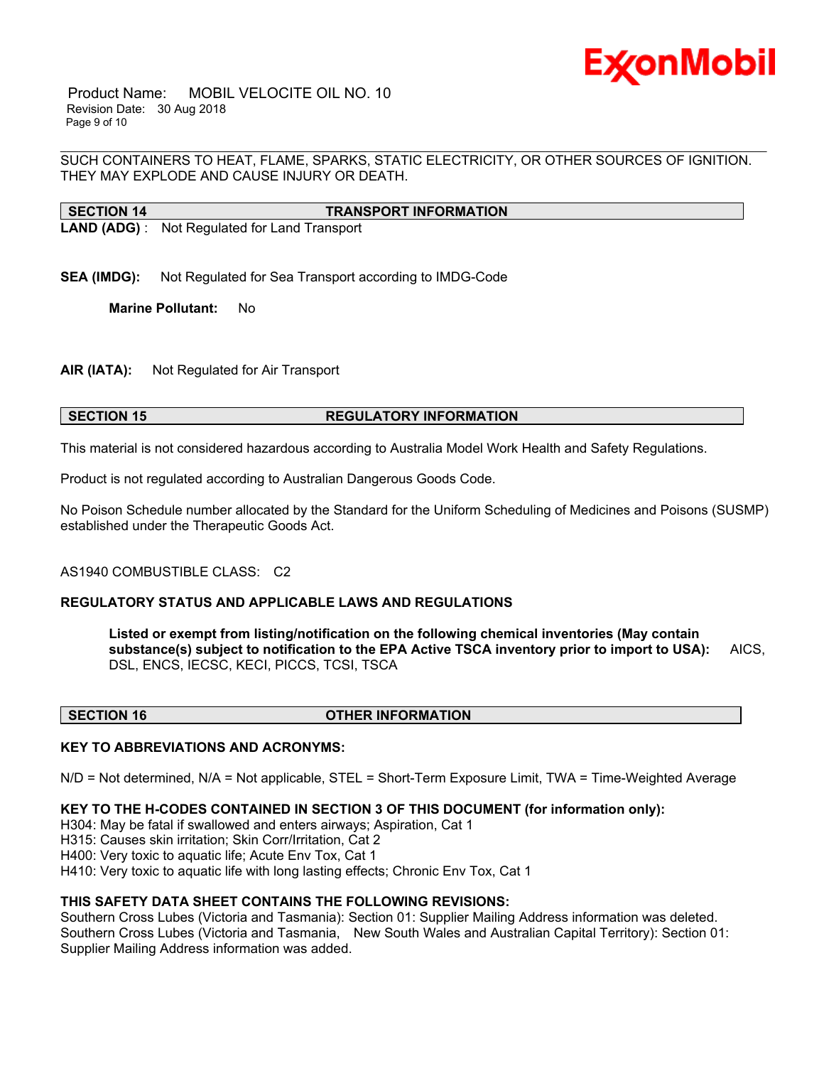SUCH CONTAINERS TO HEAT, FLAME, SPARKS, STATIC ELECTRICITY, OR OTHER SOURCES OF IGNITION. THEY MAY EXPLODE AND CAUSE INJURY OR DEATH.

## SECTION 14 TRANSPORT INFORMATION

**LAND (ADG)** : Not Regulated for Land Transport

**SEA (IMDG):** Not Regulated for Sea Transport according to IMDG-Code

**Marine Pollutant:** No

**AIR (IATA):** Not Regulated for Air Transport

## SECTION 15 REGULATORY INFORMATION

This material is not considered hazardous according to Australia Model Work Health and Safety Regulations.

Product is not regulated according to Australian Dangerous Goods Code.

No Poison Schedule number allocated by the Standard for the Uniform Scheduling of Medicines and Poisons (SUSMP) established under the Therapeutic Goods Act.

AS1940 COMBUSTIBLE CLASS: C2

**REGULATORY STATUS AND APPLICABLE LAWS AND REGULATIONS**

**Listed or exempt from listing/notification on the following chemical inventories (May contain substance(s) subject to notification to the EPA Active TSCA inventory prior to import to USA):** AICS, DSL, ENCS, IECSC, KECI, PICCS, TCSI, TSCA

## SECTION 16 OTHER INFORMATION

**KEY TO ABBREVIATIONS AND ACRONYMS:**

N/D = Not determined, N/A = Not applicable, STEL = Short-Term Exposure Limit, TWA = Time-Weighted Average

**KEY TO THE H-CODES CONTAINED IN SECTION 3 OF THIS DOCUMENT (for information only):**

H304: May be fatal if swallowed and enters airways; Aspiration, Cat 1
H315: Causes skin irritation; Skin Corr/Irritation, Cat 2
H400: Very toxic to aquatic life; Acute Env Tox, Cat 1
H410: Very toxic to aquatic life with long lasting effects; Chronic Env Tox, Cat 1

**THIS SAFETY DATA SHEET CONTAINS THE FOLLOWING REVISIONS:**

Southern Cross Lubes (Victoria and Tasmania): Section 01: Supplier Mailing Address information was deleted.
Southern Cross Lubes (Victoria and Tasmania, New South Wales and Australian Capital Territory): Section 01: Supplier Mailing Address information was added.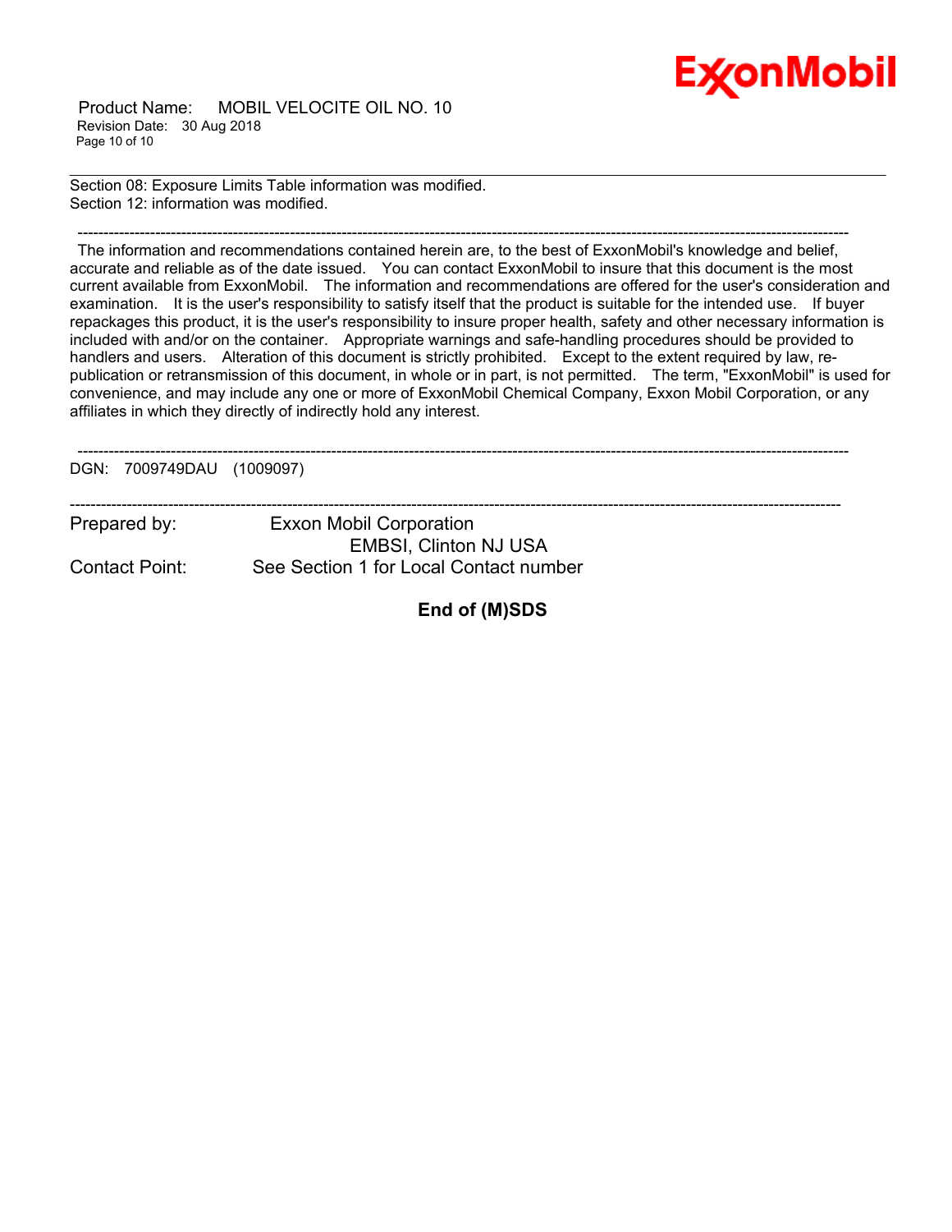Section 08: Exposure Limits Table information was modified.
Section 12: information was modified.

-----------------------------------------------------------------------------------------------------------------------------------------------

The information and recommendations contained herein are, to the best of ExxonMobil's knowledge and belief, accurate and reliable as of the date issued. You can contact ExxonMobil to insure that this document is the most current available from ExxonMobil. The information and recommendations are offered for the user's consideration and examination. It is the user's responsibility to satisfy itself that the product is suitable for the intended use. If buyer repackages this product, it is the user's responsibility to insure proper health, safety and other necessary information is included with and/or on the container. Appropriate warnings and safe-handling procedures should be provided to handlers and users. Alteration of this document is strictly prohibited. Except to the extent required by law, re-publication or retransmission of this document, in whole or in part, is not permitted. The term, "ExxonMobil" is used for convenience, and may include any one or more of ExxonMobil Chemical Company, Exxon Mobil Corporation, or any affiliates in which they directly of indirectly hold any interest.

-----------------------------------------------------------------------------------------------------------------------------------------------

DGN: 7009749DAU (1009097)

-----------------------------------------------------------------------------------------------------------------------------------------------

Prepared by: Exxon Mobil Corporation
EMBSI, Clinton NJ USA

Contact Point: See Section 1 for Local Contact number

**End of (M)SDS**